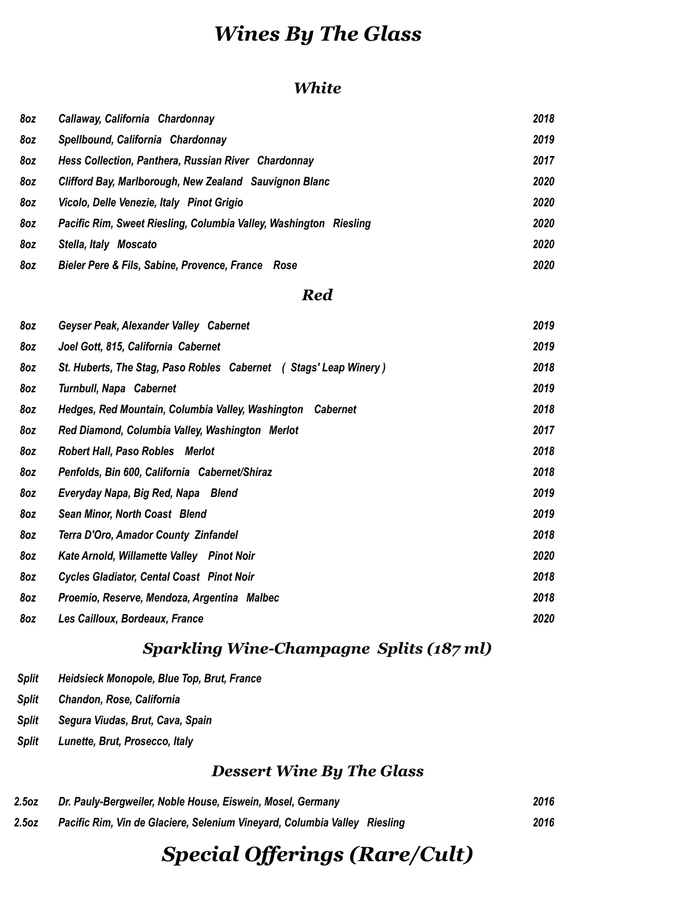# *Wines By The Glass*

## *White*

| | | |
|---|---|---|
| *8oz* | *Callaway, California Chardonnay* | *2018* |
| *8oz* | *Spellbound, California Chardonnay* | *2019* |
| *8oz* | *Hess Collection, Panthera, Russian River Chardonnay* | *2017* |
| *8oz* | *Clifford Bay, Marlborough, New Zealand Sauvignon Blanc* | *2020* |
| *8oz* | *Vicolo, Delle Venezie, Italy Pinot Grigio* | *2020* |
| *8oz* | *Pacific Rim, Sweet Riesling, Columbia Valley, Washington Riesling* | *2020* |
| *8oz* | *Stella, Italy Moscato* | *2020* |
| *8oz* | *Bieler Pere & Fils, Sabine, Provence, France Rose* | *2020* |

## *Red*

| | | |
|---|---|---|
| *8oz* | *Geyser Peak, Alexander Valley Cabernet* | *2019* |
| *8oz* | *Joel Gott, 815, California Cabernet* | *2019* |
| *8oz* | *St. Huberts, The Stag, Paso Robles Cabernet ( Stags' Leap Winery )* | *2018* |
| *8oz* | *Turnbull, Napa Cabernet* | *2019* |
| *8oz* | *Hedges, Red Mountain, Columbia Valley, Washington Cabernet* | *2018* |
| *8oz* | *Red Diamond, Columbia Valley, Washington Merlot* | *2017* |
| *8oz* | *Robert Hall, Paso Robles Merlot* | *2018* |
| *8oz* | *Penfolds, Bin 600, California Cabernet/Shiraz* | *2018* |
| *8oz* | *Everyday Napa, Big Red, Napa Blend* | *2019* |
| *8oz* | *Sean Minor, North Coast Blend* | *2019* |
| *8oz* | *Terra D'Oro, Amador County Zinfandel* | *2018* |
| *8oz* | *Kate Arnold, Willamette Valley Pinot Noir* | *2020* |
| *8oz* | *Cycles Gladiator, Cental Coast Pinot Noir* | *2018* |
| *8oz* | *Proemio, Reserve, Mendoza, Argentina Malbec* | *2018* |
| *8oz* | *Les Cailloux, Bordeaux, France* | *2020* |

## *Sparkling Wine-Champagne Splits (187 ml)*

| | |
|---|---|
| *Split* | *Heidsieck Monopole, Blue Top, Brut, France* |
| *Split* | *Chandon, Rose, California* |
| *Split* | *Segura Viudas, Brut, Cava, Spain* |
| *Split* | *Lunette, Brut, Prosecco, Italy* |

## *Dessert Wine By The Glass*

| | | |
|---|---|---|
| *2.5oz* | *Dr. Pauly-Bergweiler, Noble House, Eiswein, Mosel, Germany* | *2016* |
| *2.5oz* | *Pacific Rim, Vin de Glaciere, Selenium Vineyard, Columbia Valley Riesling* | *2016* |

# *Special Offerings (Rare/Cult)*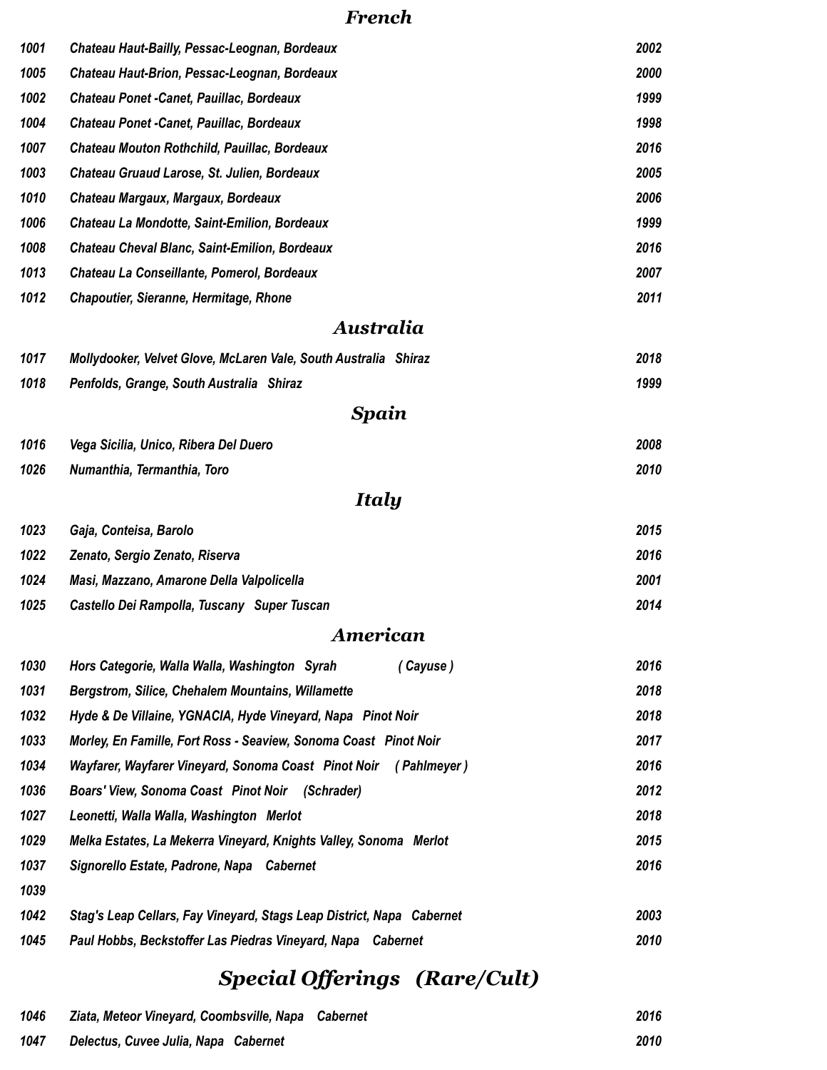## French

| | | |
|---|---|---|
| *1001* | *Chateau Haut-Bailly, Pessac-Leognan, Bordeaux* | *2002* |
| *1005* | *Chateau Haut-Brion, Pessac-Leognan, Bordeaux* | *2000* |
| *1002* | *Chateau Ponet -Canet, Pauillac, Bordeaux* | *1999* |
| *1004* | *Chateau Ponet -Canet, Pauillac, Bordeaux* | *1998* |
| *1007* | *Chateau Mouton Rothchild, Pauillac, Bordeaux* | *2016* |
| *1003* | *Chateau Gruaud Larose, St. Julien, Bordeaux* | *2005* |
| *1010* | *Chateau Margaux, Margaux, Bordeaux* | *2006* |
| *1006* | *Chateau La Mondotte, Saint-Emilion, Bordeaux* | *1999* |
| *1008* | *Chateau Cheval Blanc, Saint-Emilion, Bordeaux* | *2016* |
| *1013* | *Chateau La Conseillante, Pomerol, Bordeaux* | *2007* |
| *1012* | *Chapoutier, Sieranne, Hermitage, Rhone* | *2011* |

## Australia

| | | |
|---|---|---|
| *1017* | *Mollydooker, Velvet Glove, McLaren Vale, South Australia   Shiraz* | *2018* |
| *1018* | *Penfolds, Grange, South Australia   Shiraz* | *1999* |

## Spain

| | | |
|---|---|---|
| *1016* | *Vega Sicilia, Unico, Ribera Del Duero* | *2008* |
| *1026* | *Numanthia, Termanthia, Toro* | *2010* |

## Italy

| | | |
|---|---|---|
| *1023* | *Gaja, Conteisa, Barolo* | *2015* |
| *1022* | *Zenato, Sergio Zenato, Riserva* | *2016* |
| *1024* | *Masi, Mazzano, Amarone Della Valpolicella* | *2001* |
| *1025* | *Castello Dei Rampolla, Tuscany   Super Tuscan* | *2014* |

## American

| | | |
|---|---|---|
| *1030* | *Hors Categorie, Walla Walla, Washington   Syrah   ( Cayuse )* | *2016* |
| *1031* | *Bergstrom, Silice, Chehalem Mountains, Willamette* | *2018* |
| *1032* | *Hyde & De Villaine, YGNACIA, Hyde Vineyard, Napa   Pinot Noir* | *2018* |
| *1033* | *Morley, En Famille, Fort Ross - Seaview, Sonoma Coast   Pinot Noir* | *2017* |
| *1034* | *Wayfarer, Wayfarer Vineyard, Sonoma Coast   Pinot Noir   ( Pahlmeyer )* | *2016* |
| *1036* | *Boars' View, Sonoma Coast   Pinot Noir   (Schrader)* | *2012* |
| *1027* | *Leonetti, Walla Walla, Washington   Merlot* | *2018* |
| *1029* | *Melka Estates, La Mekerra Vineyard, Knights Valley, Sonoma   Merlot* | *2015* |
| *1037* | *Signorello Estate, Padrone, Napa   Cabernet* | *2016* |
| *1039* | | |
| *1042* | *Stag's Leap Cellars, Fay Vineyard, Stags Leap District, Napa   Cabernet* | *2003* |
| *1045* | *Paul Hobbs, Beckstoffer Las Piedras Vineyard, Napa   Cabernet* | *2010* |

## Special Offerings   (Rare/Cult)

| | | |
|---|---|---|
| *1046* | *Ziata, Meteor Vineyard, Coombsville, Napa   Cabernet* | *2016* |
| *1047* | *Delectus, Cuvee Julia, Napa   Cabernet* | *2010* |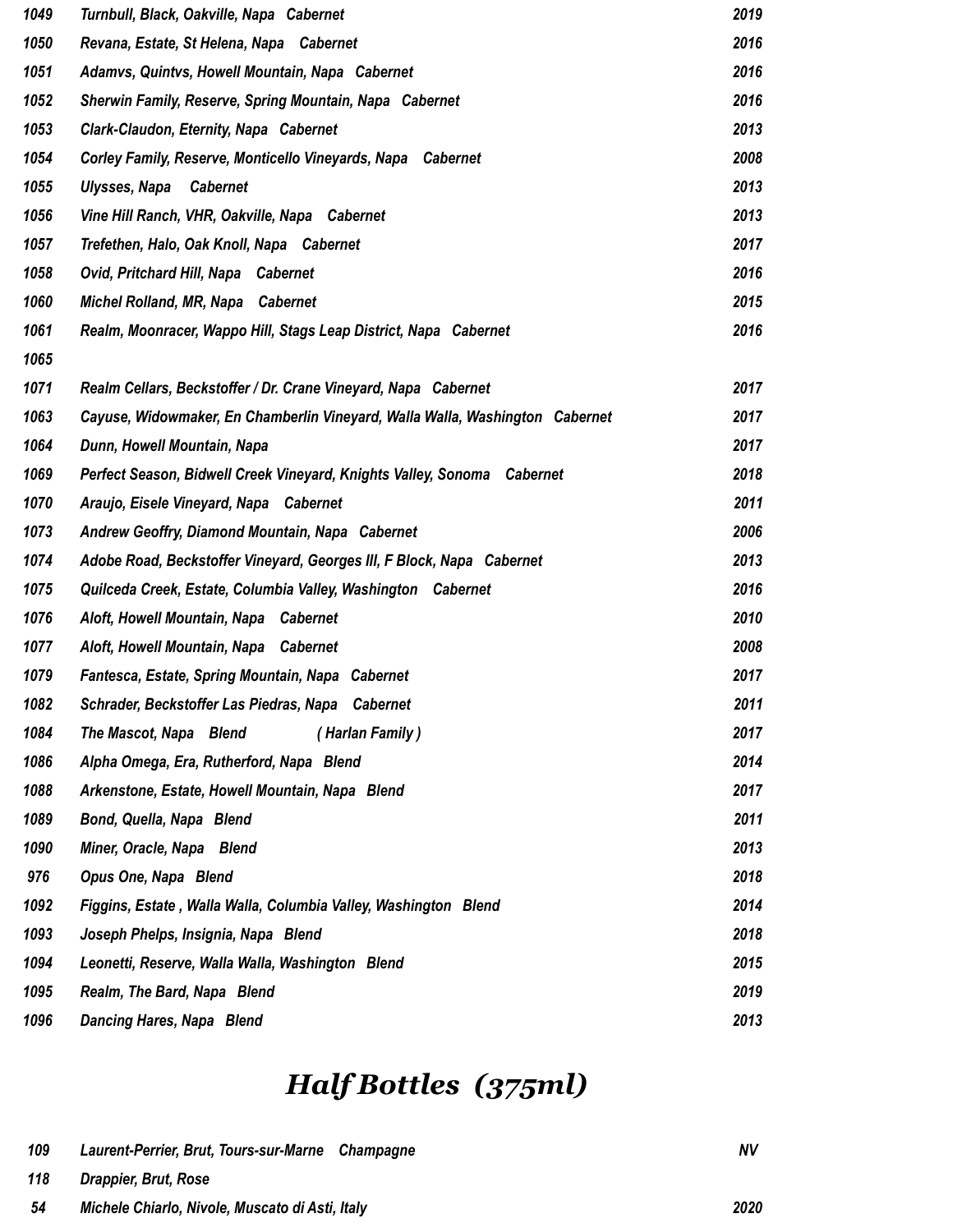| | | |
|---|---|---|
| *1049* | *Turnbull, Black, Oakville, Napa Cabernet* | *2019* |
| *1050* | *Revana, Estate, St Helena, Napa Cabernet* | *2016* |
| *1051* | *Adamvs, Quintvs, Howell Mountain, Napa Cabernet* | *2016* |
| *1052* | *Sherwin Family, Reserve, Spring Mountain, Napa Cabernet* | *2016* |
| *1053* | *Clark-Claudon, Eternity, Napa Cabernet* | *2013* |
| *1054* | *Corley Family, Reserve, Monticello Vineyards, Napa Cabernet* | *2008* |
| *1055* | *Ulysses, Napa Cabernet* | *2013* |
| *1056* | *Vine Hill Ranch, VHR, Oakville, Napa Cabernet* | *2013* |
| *1057* | *Trefethen, Halo, Oak Knoll, Napa Cabernet* | *2017* |
| *1058* | *Ovid, Pritchard Hill, Napa Cabernet* | *2016* |
| *1060* | *Michel Rolland, MR, Napa Cabernet* | *2015* |
| *1061* | *Realm, Moonracer, Wappo Hill, Stags Leap District, Napa Cabernet* | *2016* |
| *1065* | | |
| *1071* | *Realm Cellars, Beckstoffer / Dr. Crane Vineyard, Napa Cabernet* | *2017* |
| *1063* | *Cayuse, Widowmaker, En Chamberlin Vineyard, Walla Walla, Washington Cabernet* | *2017* |
| *1064* | *Dunn, Howell Mountain, Napa* | *2017* |
| *1069* | *Perfect Season, Bidwell Creek Vineyard, Knights Valley, Sonoma Cabernet* | *2018* |
| *1070* | *Araujo, Eisele Vineyard, Napa Cabernet* | *2011* |
| *1073* | *Andrew Geoffry, Diamond Mountain, Napa Cabernet* | *2006* |
| *1074* | *Adobe Road, Beckstoffer Vineyard, Georges III, F Block, Napa Cabernet* | *2013* |
| *1075* | *Quilceda Creek, Estate, Columbia Valley, Washington Cabernet* | *2016* |
| *1076* | *Aloft, Howell Mountain, Napa Cabernet* | *2010* |
| *1077* | *Aloft, Howell Mountain, Napa Cabernet* | *2008* |
| *1079* | *Fantesca, Estate, Spring Mountain, Napa Cabernet* | *2017* |
| *1082* | *Schrader, Beckstoffer Las Piedras, Napa Cabernet* | *2011* |
| *1084* | *The Mascot, Napa Blend ( Harlan Family )* | *2017* |
| *1086* | *Alpha Omega, Era, Rutherford, Napa Blend* | *2014* |
| *1088* | *Arkenstone, Estate, Howell Mountain, Napa Blend* | *2017* |
| *1089* | *Bond, Quella, Napa Blend* | *2011* |
| *1090* | *Miner, Oracle, Napa Blend* | *2013* |
| *976* | *Opus One, Napa Blend* | *2018* |
| *1092* | *Figgins, Estate , Walla Walla, Columbia Valley, Washington Blend* | *2014* |
| *1093* | *Joseph Phelps, Insignia, Napa Blend* | *2018* |
| *1094* | *Leonetti, Reserve, Walla Walla, Washington Blend* | *2015* |
| *1095* | *Realm, The Bard, Napa Blend* | *2019* |
| *1096* | *Dancing Hares, Napa Blend* | *2013* |

# *Half Bottles (375ml)*

| | | |
|---|---|---|
| *109* | *Laurent-Perrier, Brut, Tours-sur-Marne Champagne* | *NV* |
| *118* | *Drappier, Brut, Rose* | |
| *54* | *Michele Chiarlo, Nivole, Muscato di Asti, Italy* | *2020* |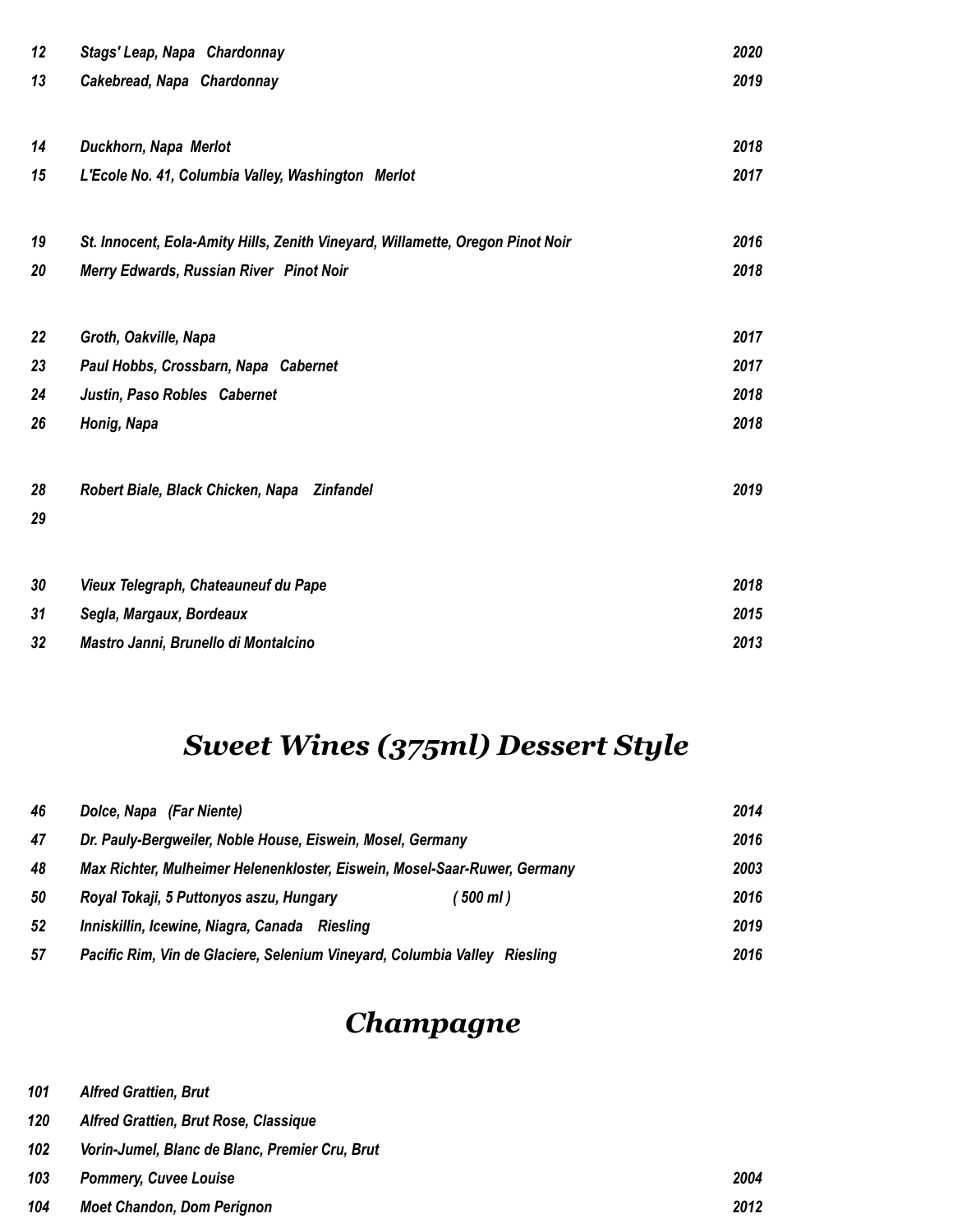| | | |
|---|---|---|
| *12* | *Stags' Leap, Napa   Chardonnay* | *2020* |
| *13* | *Cakebread, Napa   Chardonnay* | *2019* |
| | | |
| *14* | *Duckhorn, Napa  Merlot* | *2018* |
| *15* | *L'Ecole No. 41, Columbia Valley, Washington   Merlot* | *2017* |
| | | |
| *19* | *St. Innocent, Eola-Amity Hills, Zenith Vineyard, Willamette, Oregon Pinot Noir* | *2016* |
| *20* | *Merry Edwards, Russian River   Pinot Noir* | *2018* |
| | | |
| *22* | *Groth, Oakville, Napa* | *2017* |
| *23* | *Paul Hobbs, Crossbarn, Napa   Cabernet* | *2017* |
| *24* | *Justin, Paso Robles   Cabernet* | *2018* |
| *26* | *Honig, Napa* | *2018* |
| | | |
| *28* | *Robert Biale, Black Chicken, Napa    Zinfandel* | *2019* |
| *29* | | |
| | | |
| *30* | *Vieux Telegraph, Chateauneuf du Pape* | *2018* |
| *31* | *Segla, Margaux, Bordeaux* | *2015* |
| *32* | *Mastro Janni, Brunello di Montalcino* | *2013* |

## *Sweet Wines (375ml) Dessert Style*

| | | |
|---|---|---|
| *46* | *Dolce, Napa   (Far Niente)* | *2014* |
| *47* | *Dr. Pauly-Bergweiler, Noble House, Eiswein, Mosel, Germany* | *2016* |
| *48* | *Max Richter, Mulheimer Helenenkloster, Eiswein, Mosel-Saar-Ruwer, Germany* | *2003* |
| *50* | *Royal Tokaji, 5 Puttonyos aszu, Hungary   ( 500 ml )* | *2016* |
| *52* | *Inniskillin, Icewine, Niagra, Canada    Riesling* | *2019* |
| *57* | *Pacific Rim, Vin de Glaciere, Selenium Vineyard, Columbia Valley   Riesling* | *2016* |

## *Champagne*

| | | |
|---|---|---|
| *101* | *Alfred Grattien, Brut* | |
| *120* | *Alfred Grattien, Brut Rose, Classique* | |
| *102* | *Vorin-Jumel, Blanc de Blanc, Premier Cru, Brut* | |
| *103* | *Pommery, Cuvee Louise* | *2004* |
| *104* | *Moet Chandon, Dom Perignon* | *2012* |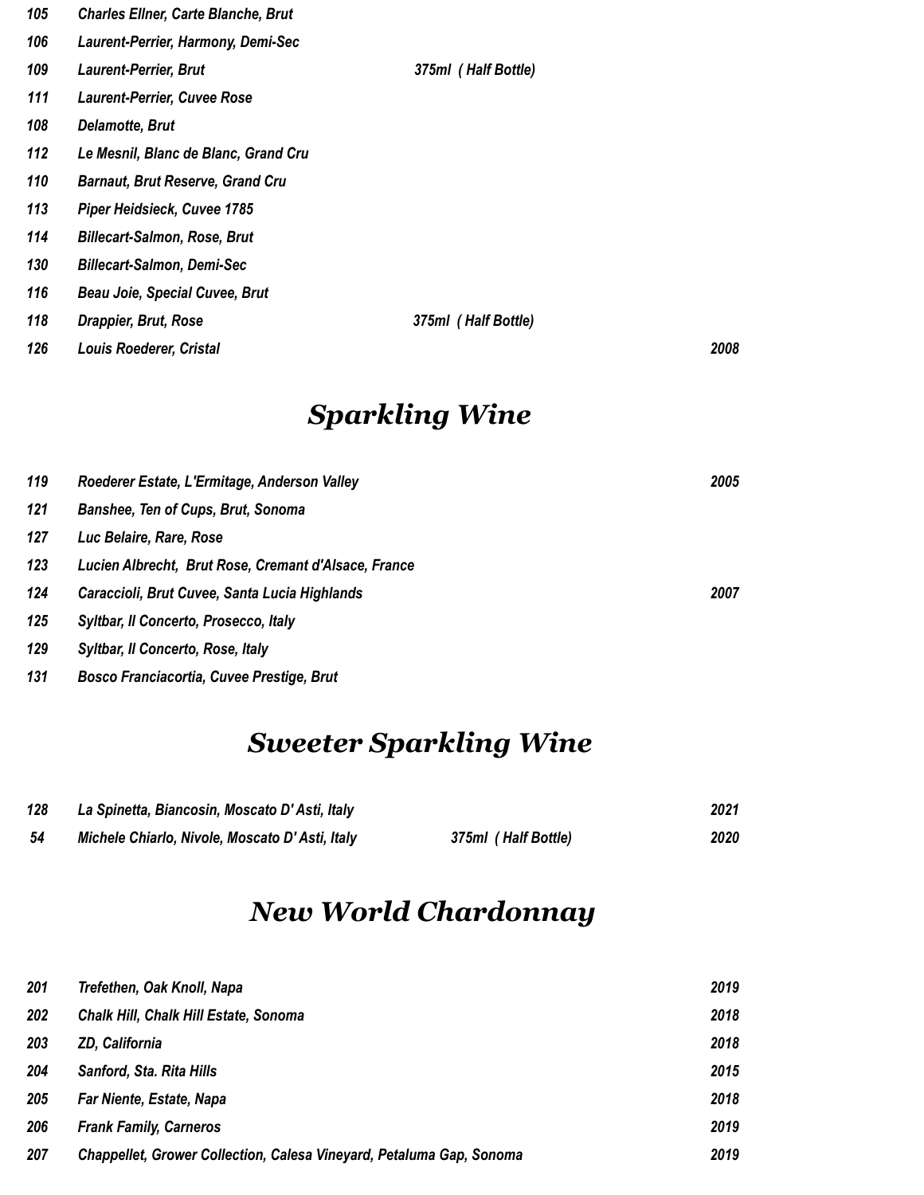| | | | |
|---|---|---|---|
| *105* | ***Charles Ellner, Carte Blanche, Brut*** | | |
| *106* | ***Laurent-Perrier, Harmony, Demi-Sec*** | | |
| *109* | ***Laurent-Perrier, Brut*** | *375ml ( Half Bottle)* | |
| *111* | ***Laurent-Perrier, Cuvee Rose*** | | |
| *108* | ***Delamotte, Brut*** | | |
| *112* | ***Le Mesnil, Blanc de Blanc, Grand Cru*** | | |
| *110* | ***Barnaut, Brut Reserve, Grand Cru*** | | |
| *113* | ***Piper Heidsieck, Cuvee 1785*** | | |
| *114* | ***Billecart-Salmon, Rose, Brut*** | | |
| *130* | ***Billecart-Salmon, Demi-Sec*** | | |
| *116* | ***Beau Joie, Special Cuvee, Brut*** | | |
| *118* | ***Drappier, Brut, Rose*** | *375ml ( Half Bottle)* | |
| *126* | ***Louis Roederer, Cristal*** | | *2008* |

# *Sparkling Wine*

| | | |
|---|---|---|
| *119* | ***Roederer Estate, L'Ermitage, Anderson Valley*** | *2005* |
| *121* | ***Banshee, Ten of Cups, Brut, Sonoma*** | |
| *127* | ***Luc Belaire, Rare, Rose*** | |
| *123* | ***Lucien Albrecht, Brut Rose, Cremant d'Alsace, France*** | |
| *124* | ***Caraccioli, Brut Cuvee, Santa Lucia Highlands*** | *2007* |
| *125* | ***Syltbar, Il Concerto, Prosecco, Italy*** | |
| *129* | ***Syltbar, Il Concerto, Rose, Italy*** | |
| *131* | ***Bosco Franciacortia, Cuvee Prestige, Brut*** | |

# *Sweeter Sparkling Wine*

| | | | |
|---|---|---|---|
| *128* | ***La Spinetta, Biancosin, Moscato D' Asti, Italy*** | | *2021* |
| *54* | ***Michele Chiarlo, Nivole, Moscato D' Asti, Italy*** | *375ml ( Half Bottle)* | *2020* |

# *New World Chardonnay*

| | | |
|---|---|---|
| *201* | ***Trefethen, Oak Knoll, Napa*** | *2019* |
| *202* | ***Chalk Hill, Chalk Hill Estate, Sonoma*** | *2018* |
| *203* | ***ZD, California*** | *2018* |
| *204* | ***Sanford, Sta. Rita Hills*** | *2015* |
| *205* | ***Far Niente, Estate, Napa*** | *2018* |
| *206* | ***Frank Family, Carneros*** | *2019* |
| *207* | ***Chappellet, Grower Collection, Calesa Vineyard, Petaluma Gap, Sonoma*** | *2019* |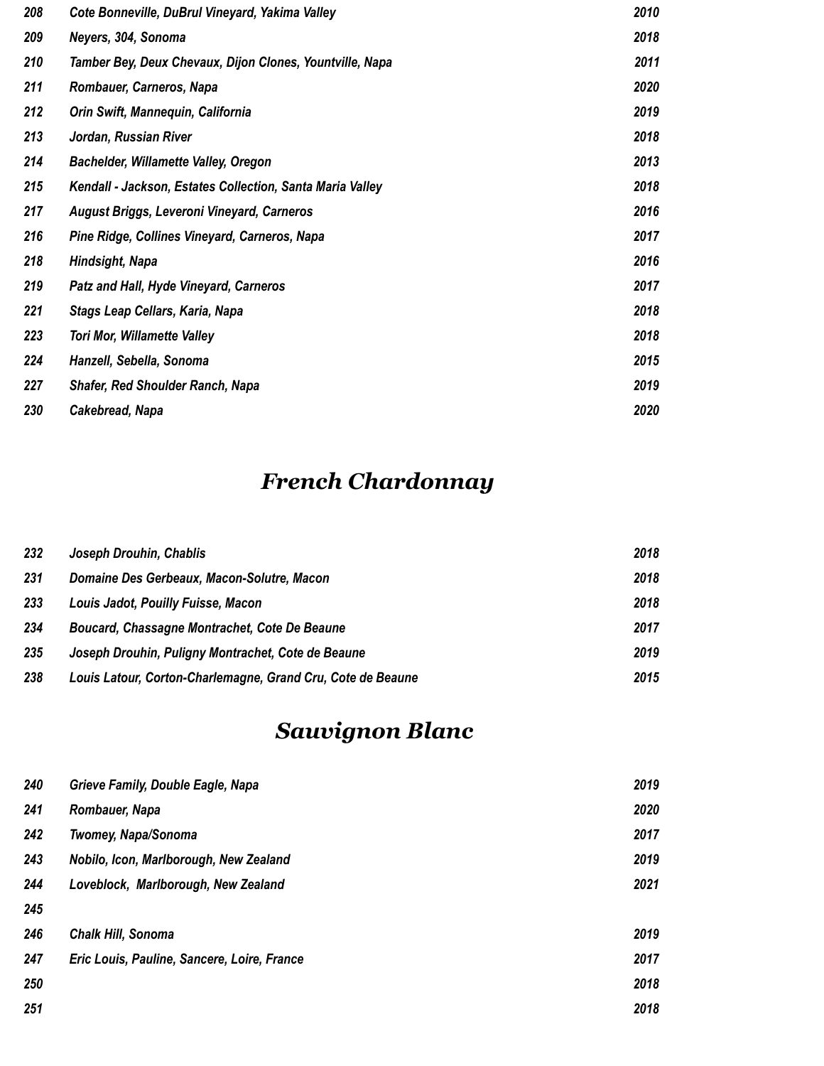| | | |
|---|---|---|
| *208* | *Cote Bonneville, DuBrul Vineyard, Yakima Valley* | *2010* |
| *209* | *Neyers, 304, Sonoma* | *2018* |
| *210* | *Tamber Bey, Deux Chevaux, Dijon Clones, Yountville, Napa* | *2011* |
| *211* | *Rombauer, Carneros, Napa* | *2020* |
| *212* | *Orin Swift, Mannequin, California* | *2019* |
| *213* | *Jordan, Russian River* | *2018* |
| *214* | *Bachelder, Willamette Valley, Oregon* | *2013* |
| *215* | *Kendall - Jackson, Estates Collection, Santa Maria Valley* | *2018* |
| *217* | *August Briggs, Leveroni Vineyard, Carneros* | *2016* |
| *216* | *Pine Ridge, Collines Vineyard, Carneros, Napa* | *2017* |
| *218* | *Hindsight, Napa* | *2016* |
| *219* | *Patz and Hall, Hyde Vineyard, Carneros* | *2017* |
| *221* | *Stags Leap Cellars, Karia, Napa* | *2018* |
| *223* | *Tori Mor, Willamette Valley* | *2018* |
| *224* | *Hanzell, Sebella, Sonoma* | *2015* |
| *227* | *Shafer, Red Shoulder Ranch, Napa* | *2019* |
| *230* | *Cakebread, Napa* | *2020* |

## *French Chardonnay*

| | | |
|---|---|---|
| *232* | *Joseph Drouhin, Chablis* | *2018* |
| *231* | *Domaine Des Gerbeaux, Macon-Solutre, Macon* | *2018* |
| *233* | *Louis Jadot, Pouilly Fuisse, Macon* | *2018* |
| *234* | *Boucard, Chassagne Montrachet, Cote De Beaune* | *2017* |
| *235* | *Joseph Drouhin, Puligny Montrachet, Cote de Beaune* | *2019* |
| *238* | *Louis Latour, Corton-Charlemagne, Grand Cru, Cote de Beaune* | *2015* |

## *Sauvignon Blanc*

| | | |
|---|---|---|
| *240* | *Grieve Family, Double Eagle, Napa* | *2019* |
| *241* | *Rombauer, Napa* | *2020* |
| *242* | *Twomey, Napa/Sonoma* | *2017* |
| *243* | *Nobilo, Icon, Marlborough, New Zealand* | *2019* |
| *244* | *Loveblock, Marlborough, New Zealand* | *2021* |
| *245* | | |
| *246* | *Chalk Hill, Sonoma* | *2019* |
| *247* | *Eric Louis, Pauline, Sancere, Loire, France* | *2017* |
| *250* | | *2018* |
| *251* | | *2018* |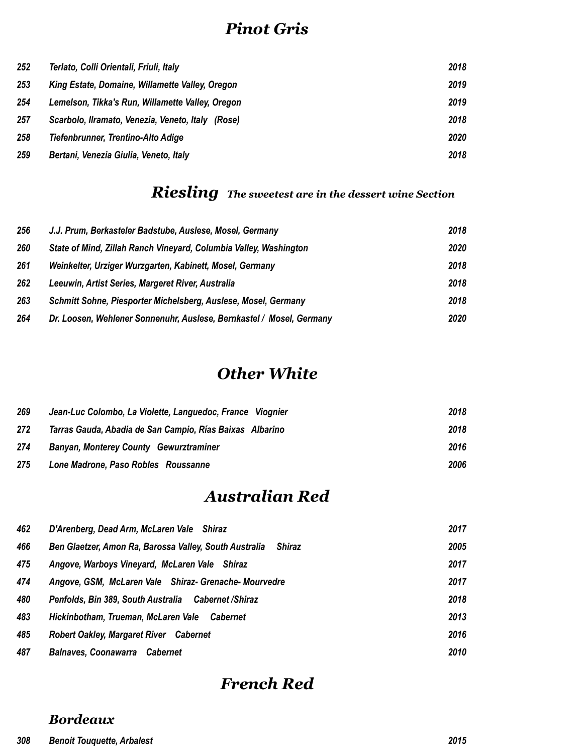## *Pinot Gris*

| | | |
|---|---|---|
| *252* | *Terlato, Colli Orientali, Friuli, Italy* | *2018* |
| *253* | *King Estate, Domaine, Willamette Valley, Oregon* | *2019* |
| *254* | *Lemelson, Tikka's Run, Willamette Valley, Oregon* | *2019* |
| *257* | *Scarbolo, Ilramato, Venezia, Veneto, Italy (Rose)* | *2018* |
| *258* | *Tiefenbrunner, Trentino-Alto Adige* | *2020* |
| *259* | *Bertani, Venezia Giulia, Veneto, Italy* | *2018* |

## *Riesling* *The sweetest are in the dessert wine Section*

| | | |
|---|---|---|
| *256* | *J.J. Prum, Berkasteler Badstube, Auslese, Mosel, Germany* | *2018* |
| *260* | *State of Mind, Zillah Ranch Vineyard, Columbia Valley, Washington* | *2020* |
| *261* | *Weinkelter, Urziger Wurzgarten, Kabinett, Mosel, Germany* | *2018* |
| *262* | *Leeuwin, Artist Series, Margeret River, Australia* | *2018* |
| *263* | *Schmitt Sohne, Piesporter Michelsberg, Auslese, Mosel, Germany* | *2018* |
| *264* | *Dr. Loosen, Wehlener Sonnenuhr, Auslese, Bernkastel / Mosel, Germany* | *2020* |

## *Other White*

| | | |
|---|---|---|
| *269* | *Jean-Luc Colombo, La Violette, Languedoc, France Viognier* | *2018* |
| *272* | *Tarras Gauda, Abadia de San Campio, Rías Baixas Albarino* | *2018* |
| *274* | *Banyan, Monterey County Gewurztraminer* | *2016* |
| *275* | *Lone Madrone, Paso Robles Roussanne* | *2006* |

## *Australian Red*

| | | |
|---|---|---|
| *462* | *D'Arenberg, Dead Arm, McLaren Vale Shiraz* | *2017* |
| *466* | *Ben Glaetzer, Amon Ra, Barossa Valley, South Australia Shiraz* | *2005* |
| *475* | *Angove, Warboys Vineyard, McLaren Vale Shiraz* | *2017* |
| *474* | *Angove, GSM, McLaren Vale Shiraz- Grenache- Mourvedre* | *2017* |
| *480* | *Penfolds, Bin 389, South Australia Cabernet /Shiraz* | *2018* |
| *483* | *Hickinbotham, Trueman, McLaren Vale Cabernet* | *2013* |
| *485* | *Robert Oakley, Margaret River Cabernet* | *2016* |
| *487* | *Balnaves, Coonawarra Cabernet* | *2010* |

## *French Red*

### *Bordeaux*

| | | |
|---|---|---|
| *308* | *Benoit Touquette, Arbalest* | *2015* |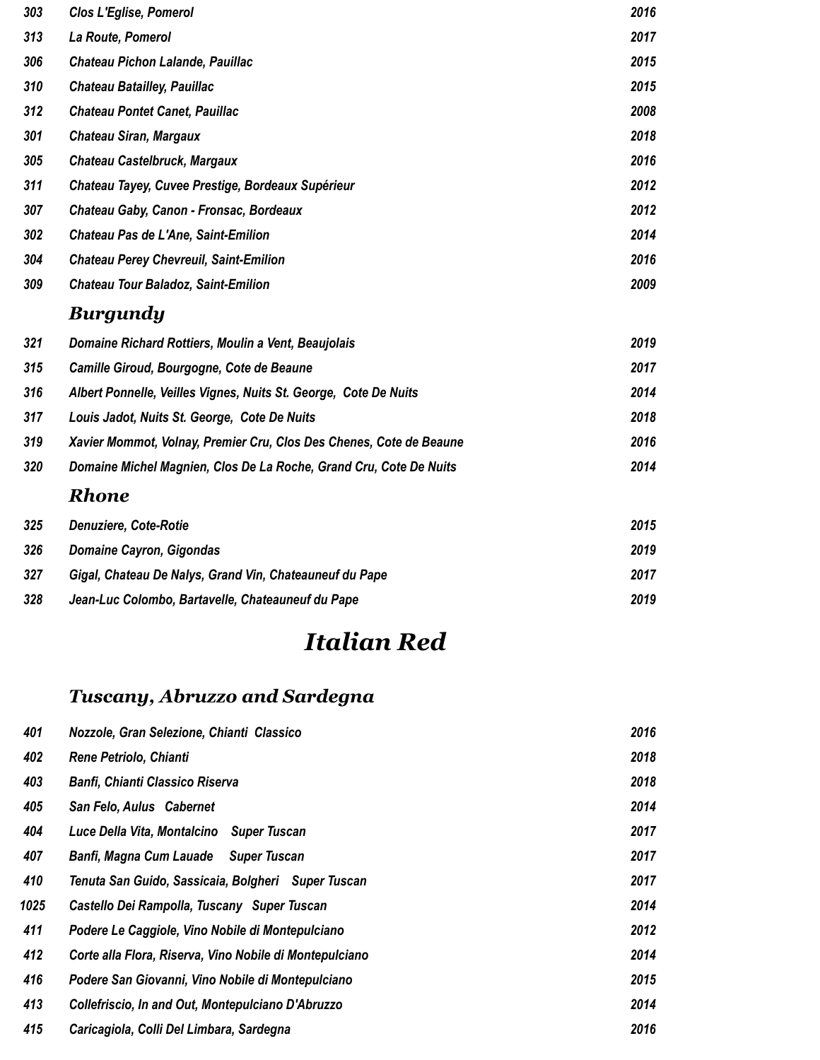| | | |
|---|---|---|
| *303* | *Clos L'Eglise, Pomerol* | *2016* |
| *313* | *La Route, Pomerol* | *2017* |
| *306* | *Chateau Pichon Lalande, Pauillac* | *2015* |
| *310* | *Chateau Batailley, Pauillac* | *2015* |
| *312* | *Chateau Pontet Canet, Pauillac* | *2008* |
| *301* | *Chateau Siran, Margaux* | *2018* |
| *305* | *Chateau Castelbruck, Margaux* | *2016* |
| *311* | *Chateau Tayey, Cuvee Prestige, Bordeaux Supérieur* | *2012* |
| *307* | *Chateau Gaby, Canon - Fronsac, Bordeaux* | *2012* |
| *302* | *Chateau Pas de L'Ane, Saint-Emilion* | *2014* |
| *304* | *Chateau Perey Chevreuil, Saint-Emilion* | *2016* |
| *309* | *Chateau Tour Baladoz, Saint-Emilion* | *2009* |

### *Burgundy*

| | | |
|---|---|---|
| *321* | *Domaine Richard Rottiers, Moulin a Vent, Beaujolais* | *2019* |
| *315* | *Camille Giroud, Bourgogne, Cote de Beaune* | *2017* |
| *316* | *Albert Ponnelle, Veilles Vignes, Nuits St. George, Cote De Nuits* | *2014* |
| *317* | *Louis Jadot, Nuits St. George, Cote De Nuits* | *2018* |
| *319* | *Xavier Mommot, Volnay, Premier Cru, Clos Des Chenes, Cote de Beaune* | *2016* |
| *320* | *Domaine Michel Magnien, Clos De La Roche, Grand Cru, Cote De Nuits* | *2014* |

### *Rhone*

| | | |
|---|---|---|
| *325* | *Denuziere, Cote-Rotie* | *2015* |
| *326* | *Domaine Cayron, Gigondas* | *2019* |
| *327* | *Gigal, Chateau De Nalys, Grand Vin, Chateauneuf du Pape* | *2017* |
| *328* | *Jean-Luc Colombo, Bartavelle, Chateauneuf du Pape* | *2019* |

## *Italian Red*

### *Tuscany, Abruzzo and Sardegna*

| | | |
|---|---|---|
| *401* | *Nozzole, Gran Selezione, Chianti Classico* | *2016* |
| *402* | *Rene Petriolo, Chianti* | *2018* |
| *403* | *Banfi, Chianti Classico Riserva* | *2018* |
| *405* | *San Felo, Aulus Cabernet* | *2014* |
| *404* | *Luce Della Vita, Montalcino Super Tuscan* | *2017* |
| *407* | *Banfi, Magna Cum Lauade Super Tuscan* | *2017* |
| *410* | *Tenuta San Guido, Sassicaia, Bolgheri Super Tuscan* | *2017* |
| *1025* | *Castello Dei Rampolla, Tuscany Super Tuscan* | *2014* |
| *411* | *Podere Le Caggiole, Vino Nobile di Montepulciano* | *2012* |
| *412* | *Corte alla Flora, Riserva, Vino Nobile di Montepulciano* | *2014* |
| *416* | *Podere San Giovanni, Vino Nobile di Montepulciano* | *2015* |
| *413* | *Collefriscio, In and Out, Montepulciano D'Abruzzo* | *2014* |
| *415* | *Caricagiola, Colli Del Limbara, Sardegna* | *2016* |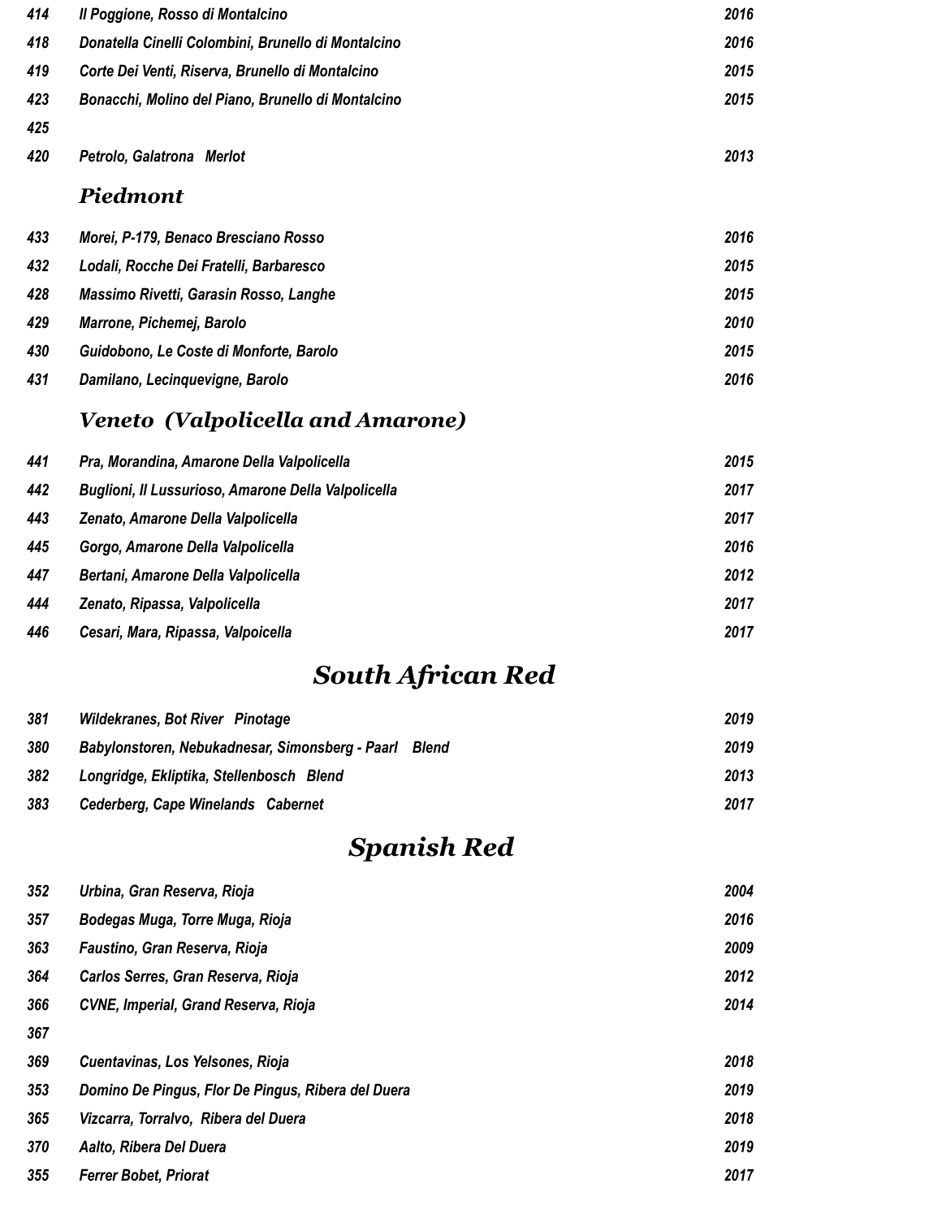| | | |
|---|---|---|
| *414* | ***Il Poggione, Rosso di Montalcino*** | *2016* |
| *418* | ***Donatella Cinelli Colombini, Brunello di Montalcino*** | *2016* |
| *419* | ***Corte Dei Venti, Riserva, Brunello di Montalcino*** | *2015* |
| *423* | ***Bonacchi, Molino del Piano, Brunello di Montalcino*** | *2015* |
| *425* | | |
| *420* | ***Petrolo, Galatrona Merlot*** | *2013* |

### *Piedmont*

| | | |
|---|---|---|
| *433* | ***Morei, P-179, Benaco Bresciano Rosso*** | *2016* |
| *432* | ***Lodali, Rocche Dei Fratelli, Barbaresco*** | *2015* |
| *428* | ***Massimo Rivetti, Garasin Rosso, Langhe*** | *2015* |
| *429* | ***Marrone, Pichemej, Barolo*** | *2010* |
| *430* | ***Guidobono, Le Coste di Monforte, Barolo*** | *2015* |
| *431* | ***Damilano, Lecinquevigne, Barolo*** | *2016* |

### *Veneto (Valpolicella and Amarone)*

| | | |
|---|---|---|
| *441* | ***Pra, Morandina, Amarone Della Valpolicella*** | *2015* |
| *442* | ***Buglioni, Il Lussurioso, Amarone Della Valpolicella*** | *2017* |
| *443* | ***Zenato, Amarone Della Valpolicella*** | *2017* |
| *445* | ***Gorgo, Amarone Della Valpolicella*** | *2016* |
| *447* | ***Bertani, Amarone Della Valpolicella*** | *2012* |
| *444* | ***Zenato, Ripassa, Valpolicella*** | *2017* |
| *446* | ***Cesari, Mara, Ripassa, Valpoicella*** | *2017* |

## *South African Red*

| | | |
|---|---|---|
| *381* | ***Wildekranes, Bot River Pinotage*** | *2019* |
| *380* | ***Babylonstoren, Nebukadnesar, Simonsberg - Paarl Blend*** | *2019* |
| *382* | ***Longridge, Ekliptika, Stellenbosch Blend*** | *2013* |
| *383* | ***Cederberg, Cape Winelands Cabernet*** | *2017* |

## *Spanish Red*

| | | |
|---|---|---|
| *352* | ***Urbina, Gran Reserva, Rioja*** | *2004* |
| *357* | ***Bodegas Muga, Torre Muga, Rioja*** | *2016* |
| *363* | ***Faustino, Gran Reserva, Rioja*** | *2009* |
| *364* | ***Carlos Serres, Gran Reserva, Rioja*** | *2012* |
| *366* | ***CVNE, Imperial, Grand Reserva, Rioja*** | *2014* |
| *367* | | |
| *369* | ***Cuentavinas, Los Yelsones, Rioja*** | *2018* |
| *353* | ***Domino De Pingus, Flor De Pingus, Ribera del Duera*** | *2019* |
| *365* | ***Vizcarra, Torralvo, Ribera del Duera*** | *2018* |
| *370* | ***Aalto, Ribera Del Duera*** | *2019* |
| *355* | ***Ferrer Bobet, Priorat*** | *2017* |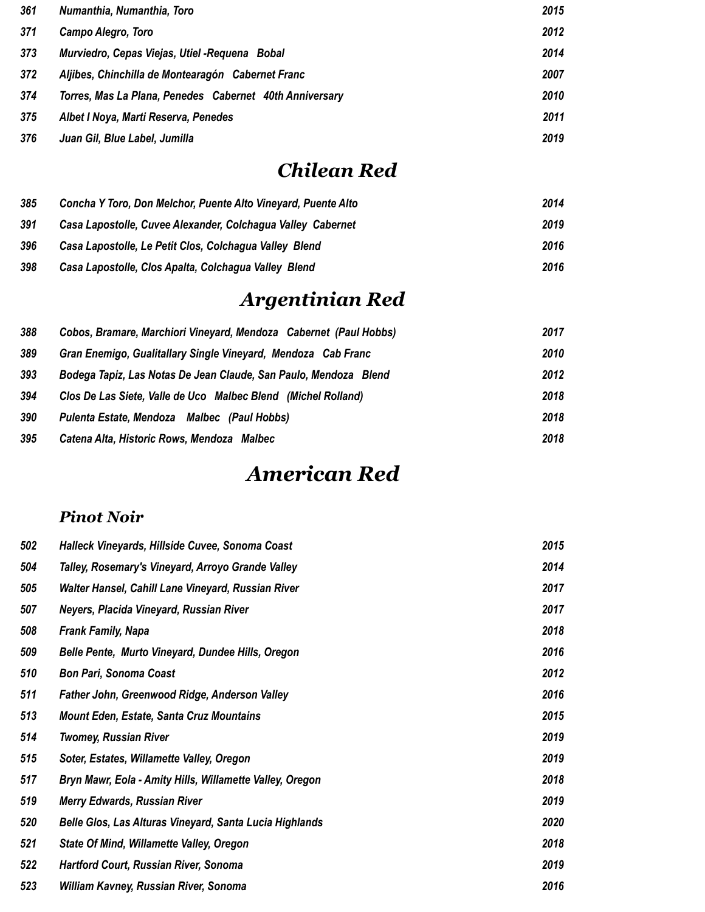| | | |
|---|---|---|
| *361* | *Numanthia, Numanthia, Toro* | *2015* |
| *371* | *Campo Alegro, Toro* | *2012* |
| *373* | *Murviedro, Cepas Viejas, Utiel -Requena  Bobal* | *2014* |
| *372* | *Aljibes, Chinchilla de Montearagón  Cabernet Franc* | *2007* |
| *374* | *Torres, Mas La Plana, Penedes  Cabernet  40th Anniversary* | *2010* |
| *375* | *Albet I Noya, Marti Reserva, Penedes* | *2011* |
| *376* | *Juan Gil, Blue Label, Jumilla* | *2019* |

## *Chilean Red*

| | | |
|---|---|---|
| *385* | *Concha Y Toro, Don Melchor, Puente Alto Vineyard, Puente Alto* | *2014* |
| *391* | *Casa Lapostolle, Cuvee Alexander, Colchagua Valley  Cabernet* | *2019* |
| *396* | *Casa Lapostolle, Le Petit Clos, Colchagua Valley  Blend* | *2016* |
| *398* | *Casa Lapostolle, Clos Apalta, Colchagua Valley  Blend* | *2016* |

## *Argentinian Red*

| | | |
|---|---|---|
| *388* | *Cobos, Bramare, Marchiori Vineyard, Mendoza  Cabernet  (Paul Hobbs)* | *2017* |
| *389* | *Gran Enemigo, Gualitallary Single Vineyard,  Mendoza  Cab Franc* | *2010* |
| *393* | *Bodega Tapiz, Las Notas De Jean Claude, San Paulo, Mendoza  Blend* | *2012* |
| *394* | *Clos De Las Siete, Valle de Uco  Malbec Blend  (Michel Rolland)* | *2018* |
| *390* | *Pulenta Estate, Mendoza  Malbec  (Paul Hobbs)* | *2018* |
| *395* | *Catena Alta, Historic Rows, Mendoza  Malbec* | *2018* |

## *American Red*

### *Pinot Noir*

| | | |
|---|---|---|
| *502* | *Halleck Vineyards, Hillside Cuvee, Sonoma Coast* | *2015* |
| *504* | *Talley, Rosemary's Vineyard, Arroyo Grande Valley* | *2014* |
| *505* | *Walter Hansel, Cahill Lane Vineyard, Russian River* | *2017* |
| *507* | *Neyers, Placida Vineyard, Russian River* | *2017* |
| *508* | *Frank Family, Napa* | *2018* |
| *509* | *Belle Pente,  Murto Vineyard, Dundee Hills, Oregon* | *2016* |
| *510* | *Bon Pari, Sonoma Coast* | *2012* |
| *511* | *Father John, Greenwood Ridge, Anderson Valley* | *2016* |
| *513* | *Mount Eden, Estate, Santa Cruz Mountains* | *2015* |
| *514* | *Twomey, Russian River* | *2019* |
| *515* | *Soter, Estates, Willamette Valley, Oregon* | *2019* |
| *517* | *Bryn Mawr, Eola - Amity Hills, Willamette Valley, Oregon* | *2018* |
| *519* | *Merry Edwards, Russian River* | *2019* |
| *520* | *Belle Glos, Las Alturas Vineyard, Santa Lucia Highlands* | *2020* |
| *521* | *State Of Mind, Willamette Valley, Oregon* | *2018* |
| *522* | *Hartford Court, Russian River, Sonoma* | *2019* |
| *523* | *William Kavney, Russian River, Sonoma* | *2016* |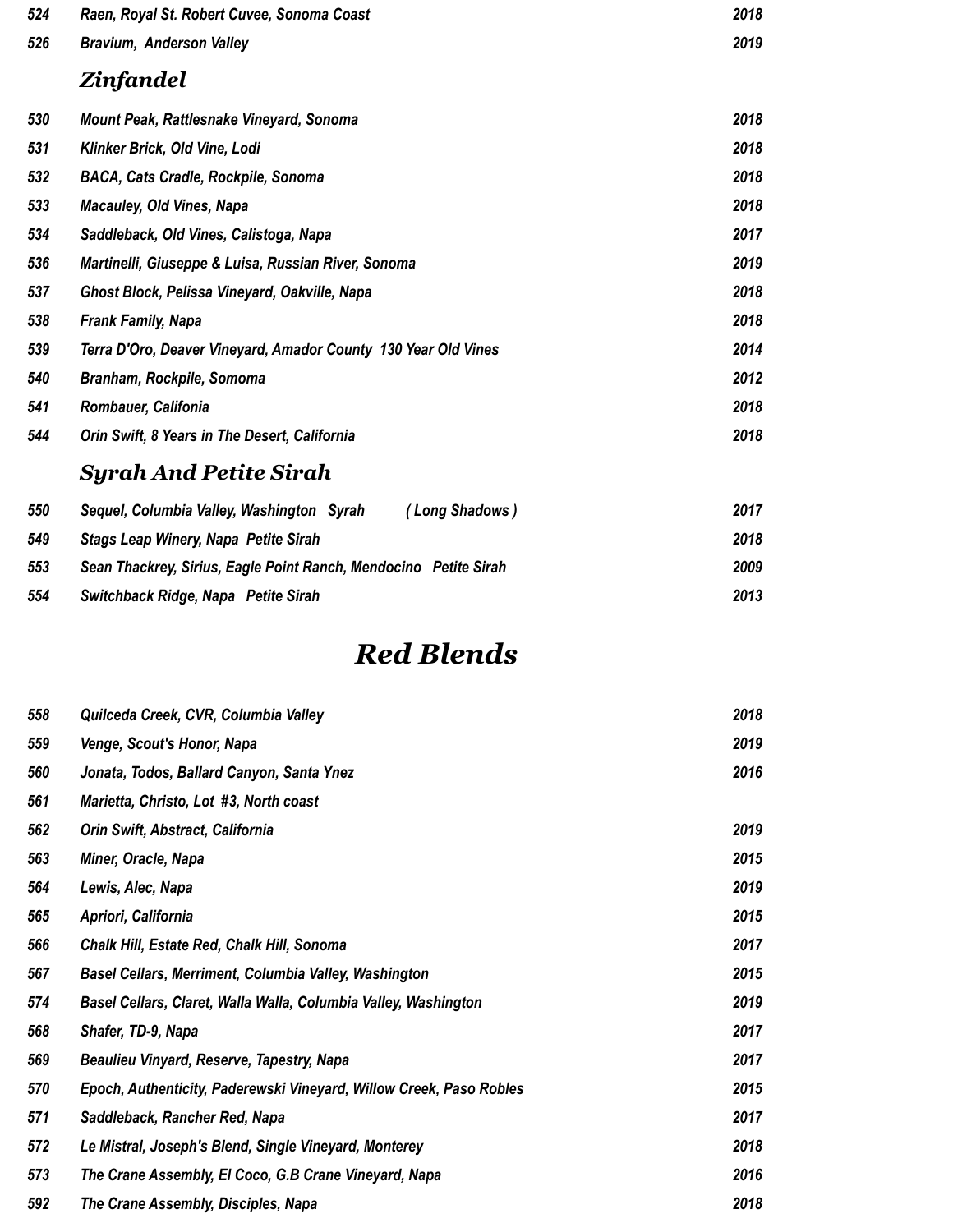| | | |
|---|---|---|
| 524 | Raen, Royal St. Robert Cuvee, Sonoma Coast | 2018 |
| 526 | Bravium, Anderson Valley | 2019 |

## Zinfandel

| | | |
|---|---|---|
| 530 | Mount Peak, Rattlesnake Vineyard, Sonoma | 2018 |
| 531 | Klinker Brick, Old Vine, Lodi | 2018 |
| 532 | BACA, Cats Cradle, Rockpile, Sonoma | 2018 |
| 533 | Macauley, Old Vines, Napa | 2018 |
| 534 | Saddleback, Old Vines, Calistoga, Napa | 2017 |
| 536 | Martinelli, Giuseppe & Luisa, Russian River, Sonoma | 2019 |
| 537 | Ghost Block, Pelissa Vineyard, Oakville, Napa | 2018 |
| 538 | Frank Family, Napa | 2018 |
| 539 | Terra D'Oro, Deaver Vineyard, Amador County 130 Year Old Vines | 2014 |
| 540 | Branham, Rockpile, Somoma | 2012 |
| 541 | Rombauer, Califonia | 2018 |
| 544 | Orin Swift, 8 Years in The Desert, California | 2018 |

## Syrah And Petite Sirah

| | | |
|---|---|---|
| 550 | Sequel, Columbia Valley, Washington Syrah ( Long Shadows ) | 2017 |
| 549 | Stags Leap Winery, Napa Petite Sirah | 2018 |
| 553 | Sean Thackrey, Sirius, Eagle Point Ranch, Mendocino Petite Sirah | 2009 |
| 554 | Switchback Ridge, Napa Petite Sirah | 2013 |

# Red Blends

| | | |
|---|---|---|
| 558 | Quilceda Creek, CVR, Columbia Valley | 2018 |
| 559 | Venge, Scout's Honor, Napa | 2019 |
| 560 | Jonata, Todos, Ballard Canyon, Santa Ynez | 2016 |
| 561 | Marietta, Christo, Lot #3, North coast | |
| 562 | Orin Swift, Abstract, California | 2019 |
| 563 | Miner, Oracle, Napa | 2015 |
| 564 | Lewis, Alec, Napa | 2019 |
| 565 | Apriori, California | 2015 |
| 566 | Chalk Hill, Estate Red, Chalk Hill, Sonoma | 2017 |
| 567 | Basel Cellars, Merriment, Columbia Valley, Washington | 2015 |
| 574 | Basel Cellars, Claret, Walla Walla, Columbia Valley, Washington | 2019 |
| 568 | Shafer, TD-9, Napa | 2017 |
| 569 | Beaulieu Vinyard, Reserve, Tapestry, Napa | 2017 |
| 570 | Epoch, Authenticity, Paderewski Vineyard, Willow Creek, Paso Robles | 2015 |
| 571 | Saddleback, Rancher Red, Napa | 2017 |
| 572 | Le Mistral, Joseph's Blend, Single Vineyard, Monterey | 2018 |
| 573 | The Crane Assembly, El Coco, G.B Crane Vineyard, Napa | 2016 |
| 592 | The Crane Assembly, Disciples, Napa | 2018 |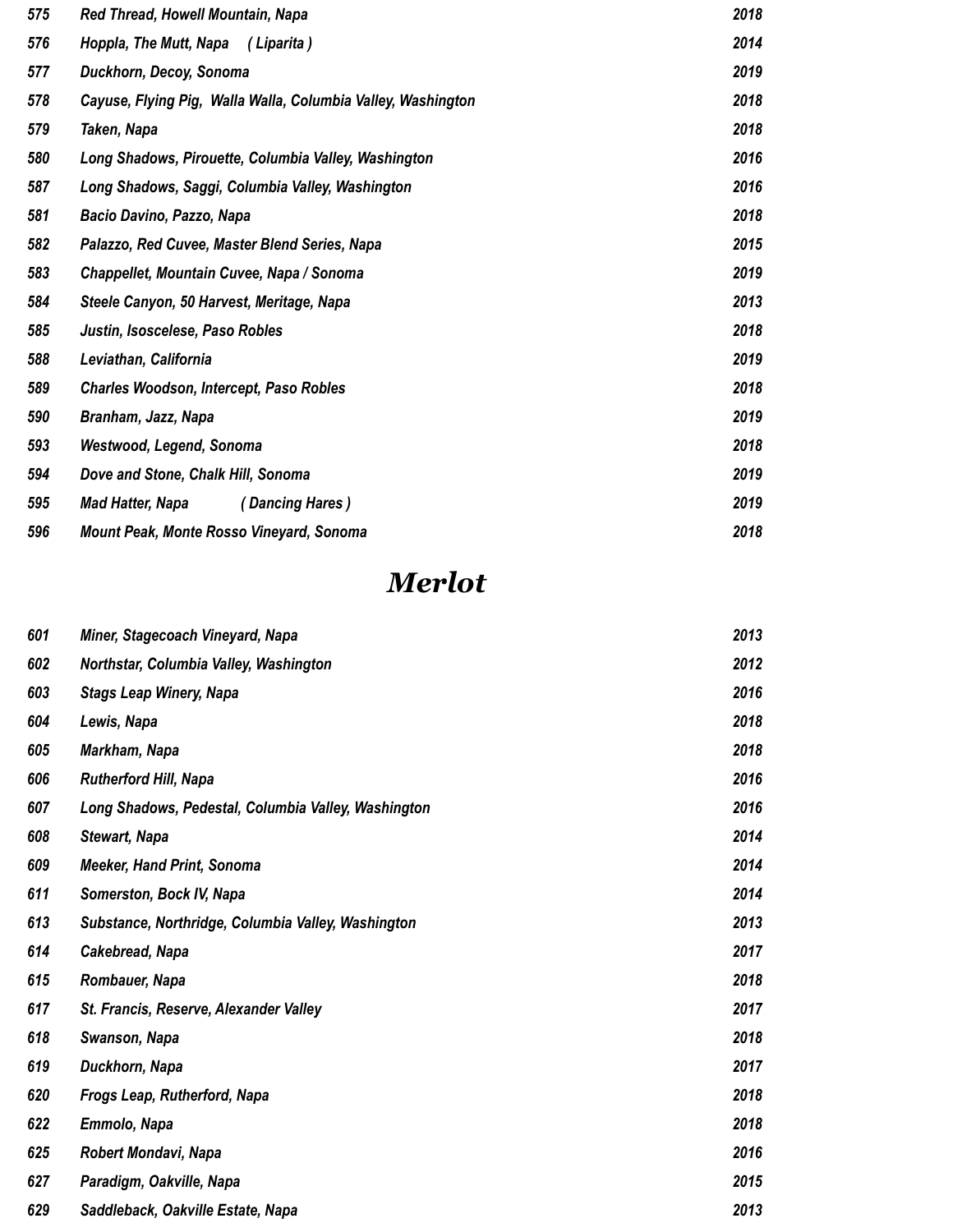| | | |
|---|---|---|
| *575* | *Red Thread, Howell Mountain, Napa* | *2018* |
| *576* | *Hoppla, The Mutt, Napa ( Liparita )* | *2014* |
| *577* | *Duckhorn, Decoy, Sonoma* | *2019* |
| *578* | *Cayuse, Flying Pig, Walla Walla, Columbia Valley, Washington* | *2018* |
| *579* | *Taken, Napa* | *2018* |
| *580* | *Long Shadows, Pirouette, Columbia Valley, Washington* | *2016* |
| *587* | *Long Shadows, Saggi, Columbia Valley, Washington* | *2016* |
| *581* | *Bacio Davino, Pazzo, Napa* | *2018* |
| *582* | *Palazzo, Red Cuvee, Master Blend Series, Napa* | *2015* |
| *583* | *Chappellet, Mountain Cuvee, Napa / Sonoma* | *2019* |
| *584* | *Steele Canyon, 50 Harvest, Meritage, Napa* | *2013* |
| *585* | *Justin, Isoscelese, Paso Robles* | *2018* |
| *588* | *Leviathan, California* | *2019* |
| *589* | *Charles Woodson, Intercept, Paso Robles* | *2018* |
| *590* | *Branham, Jazz, Napa* | *2019* |
| *593* | *Westwood, Legend, Sonoma* | *2018* |
| *594* | *Dove and Stone, Chalk Hill, Sonoma* | *2019* |
| *595* | *Mad Hatter, Napa ( Dancing Hares )* | *2019* |
| *596* | *Mount Peak, Monte Rosso Vineyard, Sonoma* | *2018* |

# *Merlot*

| | | |
|---|---|---|
| *601* | *Miner, Stagecoach Vineyard, Napa* | *2013* |
| *602* | *Northstar, Columbia Valley, Washington* | *2012* |
| *603* | *Stags Leap Winery, Napa* | *2016* |
| *604* | *Lewis, Napa* | *2018* |
| *605* | *Markham, Napa* | *2018* |
| *606* | *Rutherford Hill, Napa* | *2016* |
| *607* | *Long Shadows, Pedestal, Columbia Valley, Washington* | *2016* |
| *608* | *Stewart, Napa* | *2014* |
| *609* | *Meeker, Hand Print, Sonoma* | *2014* |
| *611* | *Somerston, Bock IV, Napa* | *2014* |
| *613* | *Substance, Northridge, Columbia Valley, Washington* | *2013* |
| *614* | *Cakebread, Napa* | *2017* |
| *615* | *Rombauer, Napa* | *2018* |
| *617* | *St. Francis, Reserve, Alexander Valley* | *2017* |
| *618* | *Swanson, Napa* | *2018* |
| *619* | *Duckhorn, Napa* | *2017* |
| *620* | *Frogs Leap, Rutherford, Napa* | *2018* |
| *622* | *Emmolo, Napa* | *2018* |
| *625* | *Robert Mondavi, Napa* | *2016* |
| *627* | *Paradigm, Oakville, Napa* | *2015* |
| *629* | *Saddleback, Oakville Estate, Napa* | *2013* |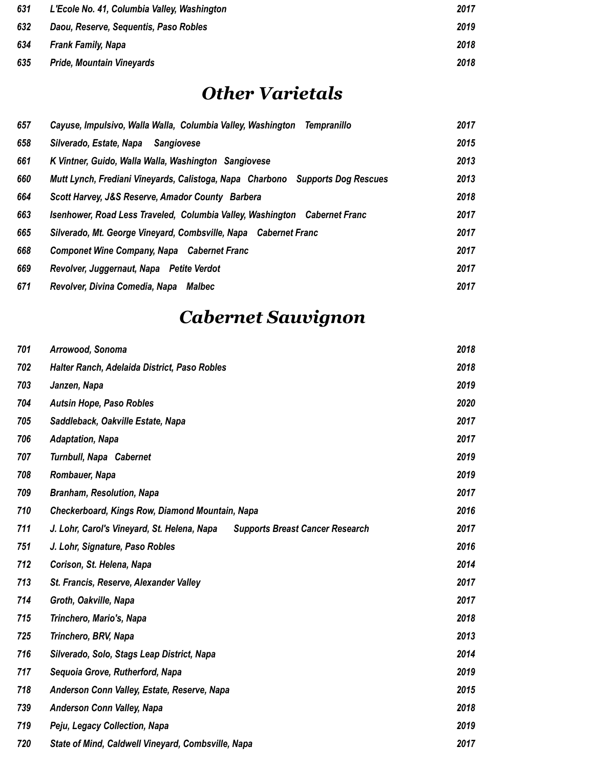| | | |
|---|---|---|
| *631* | *L'Ecole No. 41, Columbia Valley, Washington* | *2017* |
| *632* | *Daou, Reserve, Sequentis, Paso Robles* | *2019* |
| *634* | *Frank Family, Napa* | *2018* |
| *635* | *Pride, Mountain Vineyards* | *2018* |

## *Other Varietals*

| | | |
|---|---|---|
| *657* | *Cayuse, Impulsivo, Walla Walla, Columbia Valley, Washington Tempranillo* | *2017* |
| *658* | *Silverado, Estate, Napa Sangiovese* | *2015* |
| *661* | *K Vintner, Guido, Walla Walla, Washington Sangiovese* | *2013* |
| *660* | *Mutt Lynch, Frediani Vineyards, Calistoga, Napa Charbono Supports Dog Rescues* | *2013* |
| *664* | *Scott Harvey, J&S Reserve, Amador County Barbera* | *2018* |
| *663* | *Isenhower, Road Less Traveled, Columbia Valley, Washington Cabernet Franc* | *2017* |
| *665* | *Silverado, Mt. George Vineyard, Combsville, Napa Cabernet Franc* | *2017* |
| *668* | *Componet Wine Company, Napa Cabernet Franc* | *2017* |
| *669* | *Revolver, Juggernaut, Napa Petite Verdot* | *2017* |
| *671* | *Revolver, Divina Comedia, Napa Malbec* | *2017* |

## *Cabernet Sauvignon*

| | | |
|---|---|---|
| *701* | *Arrowood, Sonoma* | *2018* |
| *702* | *Halter Ranch, Adelaida District, Paso Robles* | *2018* |
| *703* | *Janzen, Napa* | *2019* |
| *704* | *Autsin Hope, Paso Robles* | *2020* |
| *705* | *Saddleback, Oakville Estate, Napa* | *2017* |
| *706* | *Adaptation, Napa* | *2017* |
| *707* | *Turnbull, Napa Cabernet* | *2019* |
| *708* | *Rombauer, Napa* | *2019* |
| *709* | *Branham, Resolution, Napa* | *2017* |
| *710* | *Checkerboard, Kings Row, Diamond Mountain, Napa* | *2016* |
| *711* | *J. Lohr, Carol's Vineyard, St. Helena, Napa Supports Breast Cancer Research* | *2017* |
| *751* | *J. Lohr, Signature, Paso Robles* | *2016* |
| *712* | *Corison, St. Helena, Napa* | *2014* |
| *713* | *St. Francis, Reserve, Alexander Valley* | *2017* |
| *714* | *Groth, Oakville, Napa* | *2017* |
| *715* | *Trinchero, Mario's, Napa* | *2018* |
| *725* | *Trinchero, BRV, Napa* | *2013* |
| *716* | *Silverado, Solo, Stags Leap District, Napa* | *2014* |
| *717* | *Sequoia Grove, Rutherford, Napa* | *2019* |
| *718* | *Anderson Conn Valley, Estate, Reserve, Napa* | *2015* |
| *739* | *Anderson Conn Valley, Napa* | *2018* |
| *719* | *Peju, Legacy Collection, Napa* | *2019* |
| *720* | *State of Mind, Caldwell Vineyard, Combsville, Napa* | *2017* |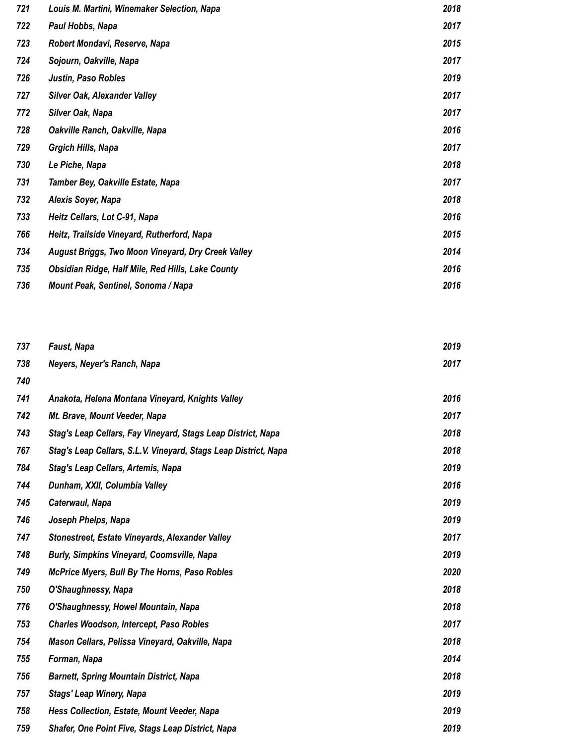| | | |
|---|---|---|
| *721* | *Louis M. Martini, Winemaker Selection, Napa* | *2018* |
| *722* | *Paul Hobbs, Napa* | *2017* |
| *723* | *Robert Mondavi, Reserve, Napa* | *2015* |
| *724* | *Sojourn, Oakville, Napa* | *2017* |
| *726* | *Justin, Paso Robles* | *2019* |
| *727* | *Silver Oak, Alexander Valley* | *2017* |
| *772* | *Silver Oak, Napa* | *2017* |
| *728* | *Oakville Ranch, Oakville, Napa* | *2016* |
| *729* | *Grgich Hills, Napa* | *2017* |
| *730* | *Le Piche, Napa* | *2018* |
| *731* | *Tamber Bey, Oakville Estate, Napa* | *2017* |
| *732* | *Alexis Soyer, Napa* | *2018* |
| *733* | *Heitz Cellars, Lot C-91, Napa* | *2016* |
| *766* | *Heitz, Trailside Vineyard, Rutherford, Napa* | *2015* |
| *734* | *August Briggs, Two Moon Vineyard, Dry Creek Valley* | *2014* |
| *735* | *Obsidian Ridge, Half Mile, Red Hills, Lake County* | *2016* |
| *736* | *Mount Peak, Sentinel, Sonoma / Napa* | *2016* |

| | | |
|---|---|---|
| *737* | *Faust, Napa* | *2019* |
| *738* | *Neyers, Neyer's Ranch, Napa* | *2017* |
| *740* | | |
| *741* | *Anakota, Helena Montana Vineyard, Knights Valley* | *2016* |
| *742* | *Mt. Brave, Mount Veeder, Napa* | *2017* |
| *743* | *Stag's Leap Cellars, Fay Vineyard, Stags Leap District, Napa* | *2018* |
| *767* | *Stag's Leap Cellars, S.L.V. Vineyard, Stags Leap District, Napa* | *2018* |
| *784* | *Stag's Leap Cellars, Artemis, Napa* | *2019* |
| *744* | *Dunham, XXII, Columbia Valley* | *2016* |
| *745* | *Caterwaul, Napa* | *2019* |
| *746* | *Joseph Phelps, Napa* | *2019* |
| *747* | *Stonestreet, Estate Vineyards, Alexander Valley* | *2017* |
| *748* | *Burly, Simpkins Vineyard, Coomsville, Napa* | *2019* |
| *749* | *McPrice Myers, Bull By The Horns, Paso Robles* | *2020* |
| *750* | *O'Shaughnessy, Napa* | *2018* |
| *776* | *O'Shaughnessy, Howel Mountain, Napa* | *2018* |
| *753* | *Charles Woodson, Intercept, Paso Robles* | *2017* |
| *754* | *Mason Cellars, Pelissa Vineyard, Oakville, Napa* | *2018* |
| *755* | *Forman, Napa* | *2014* |
| *756* | *Barnett, Spring Mountain District, Napa* | *2018* |
| *757* | *Stags' Leap Winery, Napa* | *2019* |
| *758* | *Hess Collection, Estate, Mount Veeder, Napa* | *2019* |
| *759* | *Shafer, One Point Five, Stags Leap District, Napa* | *2019* |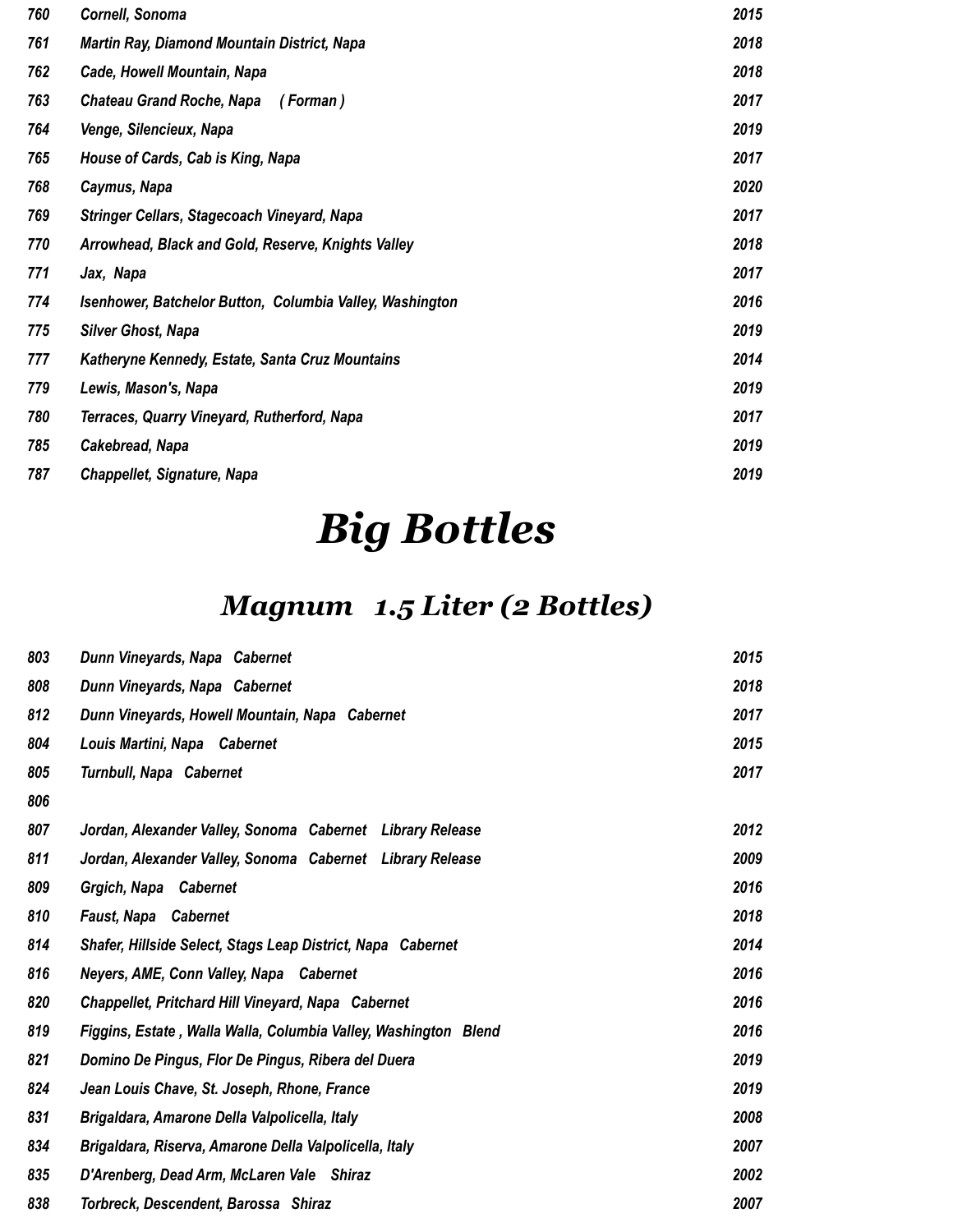| | | |
|---|---|---|
| *760* | *Cornell, Sonoma* | *2015* |
| *761* | *Martin Ray, Diamond Mountain District, Napa* | *2018* |
| *762* | *Cade, Howell Mountain, Napa* | *2018* |
| *763* | *Chateau Grand Roche, Napa ( Forman )* | *2017* |
| *764* | *Venge, Silencieux, Napa* | *2019* |
| *765* | *House of Cards, Cab is King, Napa* | *2017* |
| *768* | *Caymus, Napa* | *2020* |
| *769* | *Stringer Cellars, Stagecoach Vineyard, Napa* | *2017* |
| *770* | *Arrowhead, Black and Gold, Reserve, Knights Valley* | *2018* |
| *771* | *Jax, Napa* | *2017* |
| *774* | *Isenhower, Batchelor Button, Columbia Valley, Washington* | *2016* |
| *775* | *Silver Ghost, Napa* | *2019* |
| *777* | *Katheryne Kennedy, Estate, Santa Cruz Mountains* | *2014* |
| *779* | *Lewis, Mason's, Napa* | *2019* |
| *780* | *Terraces, Quarry Vineyard, Rutherford, Napa* | *2017* |
| *785* | *Cakebread, Napa* | *2019* |
| *787* | *Chappellet, Signature, Napa* | *2019* |

# *Big Bottles*

## *Magnum 1.5 Liter (2 Bottles)*

| | | |
|---|---|---|
| *803* | *Dunn Vineyards, Napa Cabernet* | *2015* |
| *808* | *Dunn Vineyards, Napa Cabernet* | *2018* |
| *812* | *Dunn Vineyards, Howell Mountain, Napa Cabernet* | *2017* |
| *804* | *Louis Martini, Napa Cabernet* | *2015* |
| *805* | *Turnbull, Napa Cabernet* | *2017* |
| *806* | | |
| *807* | *Jordan, Alexander Valley, Sonoma Cabernet Library Release* | *2012* |
| *811* | *Jordan, Alexander Valley, Sonoma Cabernet Library Release* | *2009* |
| *809* | *Grgich, Napa Cabernet* | *2016* |
| *810* | *Faust, Napa Cabernet* | *2018* |
| *814* | *Shafer, Hillside Select, Stags Leap District, Napa Cabernet* | *2014* |
| *816* | *Neyers, AME, Conn Valley, Napa Cabernet* | *2016* |
| *820* | *Chappellet, Pritchard Hill Vineyard, Napa Cabernet* | *2016* |
| *819* | *Figgins, Estate , Walla Walla, Columbia Valley, Washington Blend* | *2016* |
| *821* | *Domino De Pingus, Flor De Pingus, Ribera del Duera* | *2019* |
| *824* | *Jean Louis Chave, St. Joseph, Rhone, France* | *2019* |
| *831* | *Brigaldara, Amarone Della Valpolicella, Italy* | *2008* |
| *834* | *Brigaldara, Riserva, Amarone Della Valpolicella, Italy* | *2007* |
| *835* | *D'Arenberg, Dead Arm, McLaren Vale Shiraz* | *2002* |
| *838* | *Torbreck, Descendent, Barossa Shiraz* | *2007* |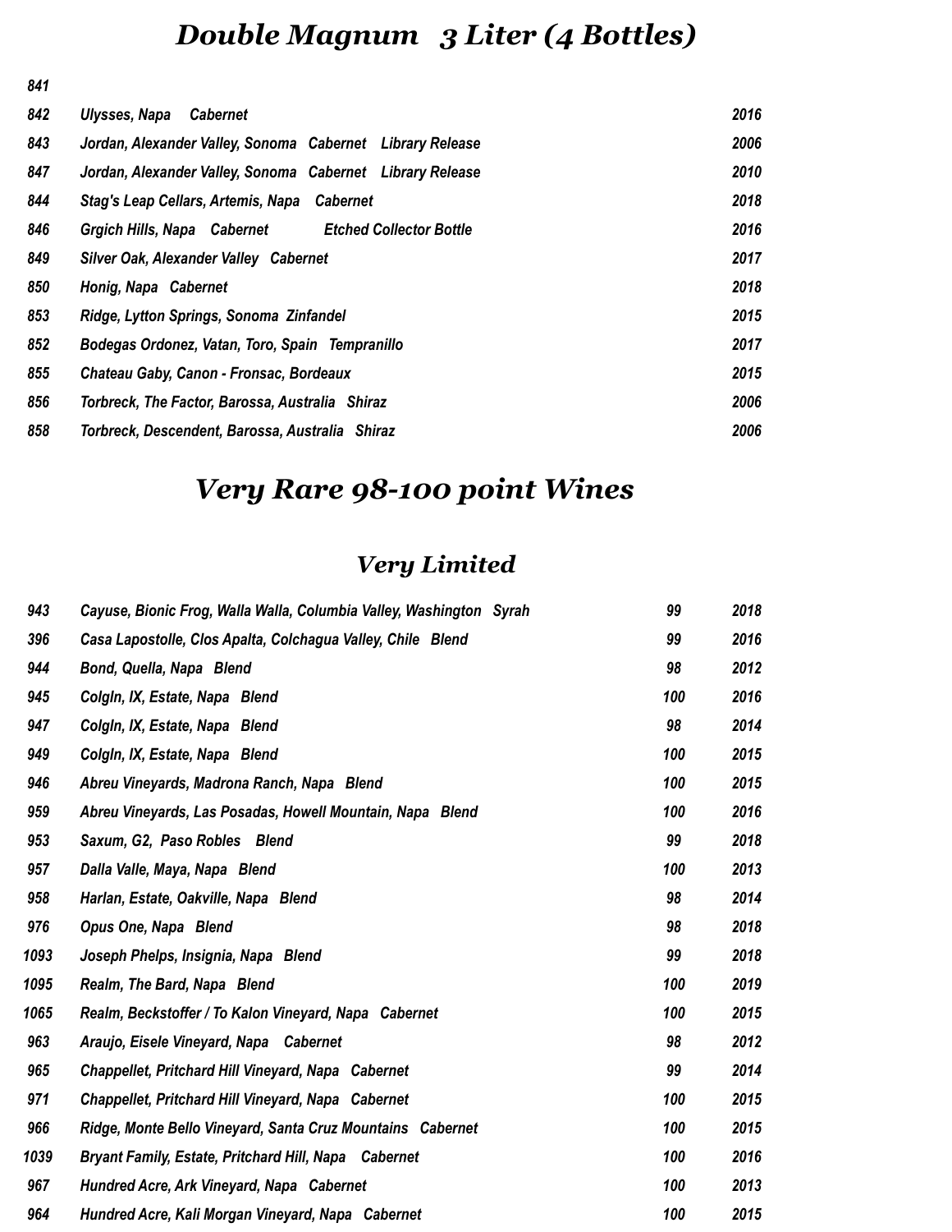# *Double Magnum 3 Liter (4 Bottles)*

| | | |
|---|---|---|
| *841* | | |
| *842* | *Ulysses, Napa Cabernet* | *2016* |
| *843* | *Jordan, Alexander Valley, Sonoma Cabernet Library Release* | *2006* |
| *847* | *Jordan, Alexander Valley, Sonoma Cabernet Library Release* | *2010* |
| *844* | *Stag's Leap Cellars, Artemis, Napa Cabernet* | *2018* |
| *846* | *Grgich Hills, Napa Cabernet Etched Collector Bottle* | *2016* |
| *849* | *Silver Oak, Alexander Valley Cabernet* | *2017* |
| *850* | *Honig, Napa Cabernet* | *2018* |
| *853* | *Ridge, Lytton Springs, Sonoma Zinfandel* | *2015* |
| *852* | *Bodegas Ordonez, Vatan, Toro, Spain Tempranillo* | *2017* |
| *855* | *Chateau Gaby, Canon - Fronsac, Bordeaux* | *2015* |
| *856* | *Torbreck, The Factor, Barossa, Australia Shiraz* | *2006* |
| *858* | *Torbreck, Descendent, Barossa, Australia Shiraz* | *2006* |

# *Very Rare 98-100 point Wines*

## *Very Limited*

| | | | |
|---|---|---|---|
| *943* | *Cayuse, Bionic Frog, Walla Walla, Columbia Valley, Washington Syrah* | *99* | *2018* |
| *396* | *Casa Lapostolle, Clos Apalta, Colchagua Valley, Chile Blend* | *99* | *2016* |
| *944* | *Bond, Quella, Napa Blend* | *98* | *2012* |
| *945* | *Colgln, IX, Estate, Napa Blend* | *100* | *2016* |
| *947* | *Colgln, IX, Estate, Napa Blend* | *98* | *2014* |
| *949* | *Colgln, IX, Estate, Napa Blend* | *100* | *2015* |
| *946* | *Abreu Vineyards, Madrona Ranch, Napa Blend* | *100* | *2015* |
| *959* | *Abreu Vineyards, Las Posadas, Howell Mountain, Napa Blend* | *100* | *2016* |
| *953* | *Saxum, G2, Paso Robles Blend* | *99* | *2018* |
| *957* | *Dalla Valle, Maya, Napa Blend* | *100* | *2013* |
| *958* | *Harlan, Estate, Oakville, Napa Blend* | *98* | *2014* |
| *976* | *Opus One, Napa Blend* | *98* | *2018* |
| *1093* | *Joseph Phelps, Insignia, Napa Blend* | *99* | *2018* |
| *1095* | *Realm, The Bard, Napa Blend* | *100* | *2019* |
| *1065* | *Realm, Beckstoffer / To Kalon Vineyard, Napa Cabernet* | *100* | *2015* |
| *963* | *Araujo, Eisele Vineyard, Napa Cabernet* | *98* | *2012* |
| *965* | *Chappellet, Pritchard Hill Vineyard, Napa Cabernet* | *99* | *2014* |
| *971* | *Chappellet, Pritchard Hill Vineyard, Napa Cabernet* | *100* | *2015* |
| *966* | *Ridge, Monte Bello Vineyard, Santa Cruz Mountains Cabernet* | *100* | *2015* |
| *1039* | *Bryant Family, Estate, Pritchard Hill, Napa Cabernet* | *100* | *2016* |
| *967* | *Hundred Acre, Ark Vineyard, Napa Cabernet* | *100* | *2013* |
| *964* | *Hundred Acre, Kali Morgan Vineyard, Napa Cabernet* | *100* | *2015* |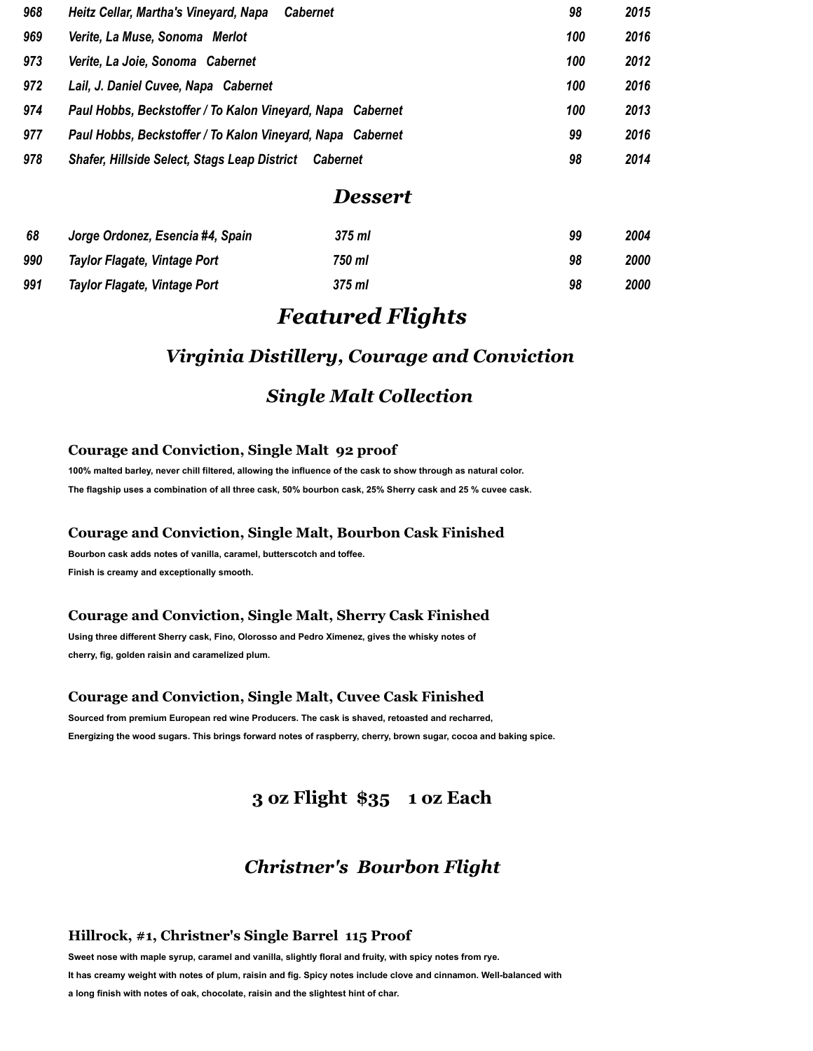| | | | |
|---|---|---|---|
| *968* | *Heitz Cellar, Martha's Vineyard, Napa   Cabernet* | *98* | *2015* |
| *969* | *Verite, La Muse, Sonoma   Merlot* | *100* | *2016* |
| *973* | *Verite, La Joie, Sonoma   Cabernet* | *100* | *2012* |
| *972* | *Lail, J. Daniel Cuvee, Napa   Cabernet* | *100* | *2016* |
| *974* | *Paul Hobbs, Beckstoffer / To Kalon Vineyard, Napa   Cabernet* | *100* | *2013* |
| *977* | *Paul Hobbs, Beckstoffer / To Kalon Vineyard, Napa   Cabernet* | *99* | *2016* |
| *978* | *Shafer, Hillside Select, Stags Leap District   Cabernet* | *98* | *2014* |

## *Dessert*

| | | | | |
|---|---|---|---|---|
| *68* | *Jorge Ordonez, Esencia #4, Spain* | *375 ml* | *99* | *2004* |
| *990* | *Taylor Flagate, Vintage Port* | *750 ml* | *98* | *2000* |
| *991* | *Taylor Flagate, Vintage Port* | *375 ml* | *98* | *2000* |

# *Featured Flights*

## *Virginia Distillery, Courage and Conviction*

## *Single Malt Collection*

### Courage and Conviction, Single Malt 92 proof

**100% malted barley, never chill filtered, allowing the influence of the cask to show through as natural color.**
**The flagship uses a combination of all three cask, 50% bourbon cask, 25% Sherry cask and 25 % cuvee cask.**

### Courage and Conviction, Single Malt, Bourbon Cask Finished

**Bourbon cask adds notes of vanilla, caramel, butterscotch and toffee.**
**Finish is creamy and exceptionally smooth.**

### Courage and Conviction, Single Malt, Sherry Cask Finished

**Using three different Sherry cask, Fino, Olorosso and Pedro Ximenez, gives the whisky notes of cherry, fig, golden raisin and caramelized plum.**

### Courage and Conviction, Single Malt, Cuvee Cask Finished

**Sourced from premium European red wine Producers. The cask is shaved, retoasted and recharred, Energizing the wood sugars. This brings forward notes of raspberry, cherry, brown sugar, cocoa and baking spice.**

## 3 oz Flight $35   1 oz Each

## *Christner's Bourbon Flight*

### Hillrock, #1, Christner's Single Barrel 115 Proof

**Sweet nose with maple syrup, caramel and vanilla, slightly floral and fruity, with spicy notes from rye.**
**It has creamy weight with notes of plum, raisin and fig. Spicy notes include clove and cinnamon. Well-balanced with a long finish with notes of oak, chocolate, raisin and the slightest hint of char.**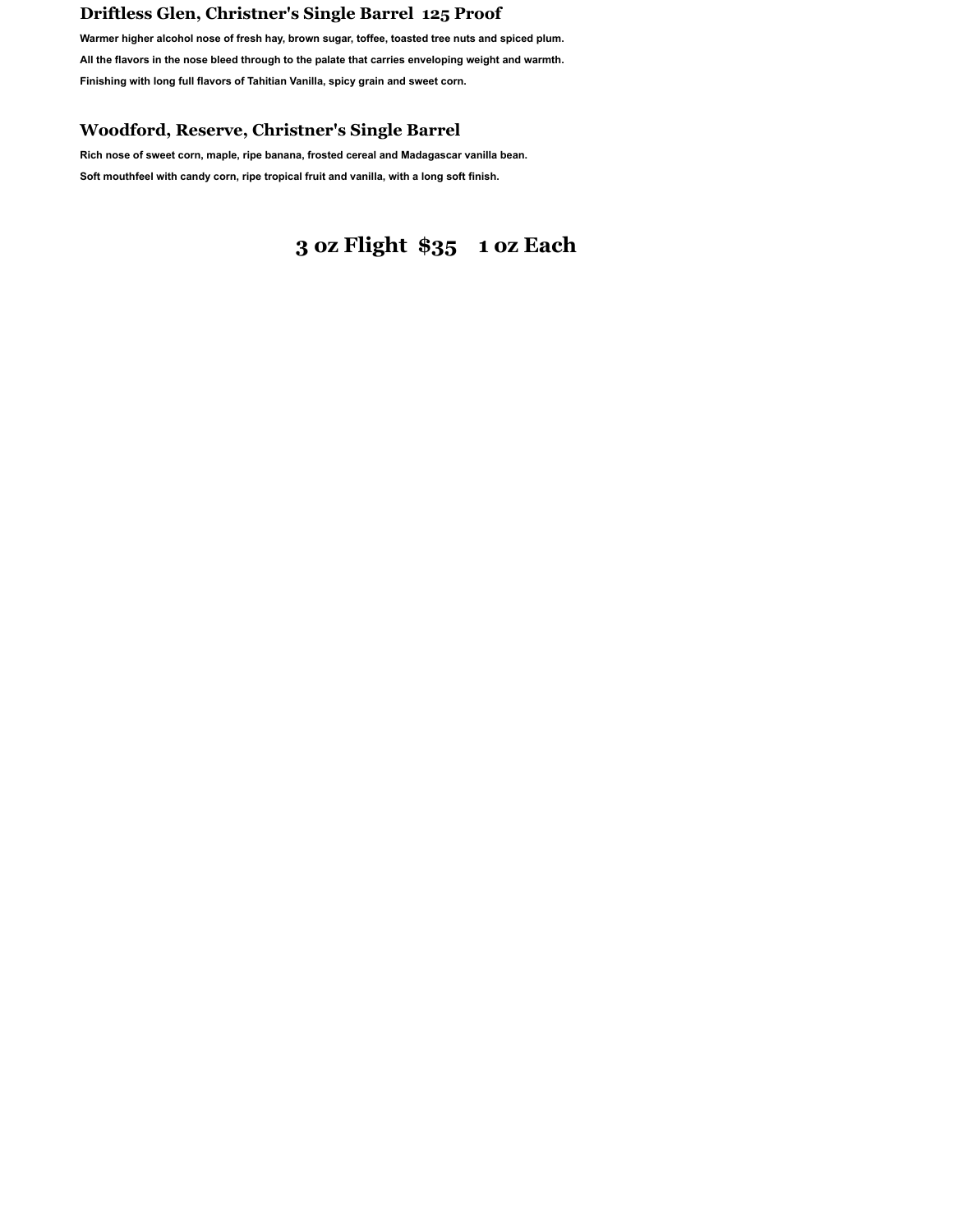## Driftless Glen, Christner's Single Barrel  125 Proof

**Warmer higher alcohol nose of fresh hay, brown sugar, toffee, toasted tree nuts and spiced plum.**

**All the flavors in the nose bleed through to the palate that carries enveloping weight and warmth.**

**Finishing with long full flavors of Tahitian Vanilla, spicy grain and sweet corn.**

## Woodford, Reserve, Christner's Single Barrel

**Rich nose of sweet corn, maple, ripe banana, frosted cereal and Madagascar vanilla bean.**

**Soft mouthfeel with candy corn, ripe tropical fruit and vanilla, with a long soft finish.**

## 3 oz Flight  $35    1 oz Each